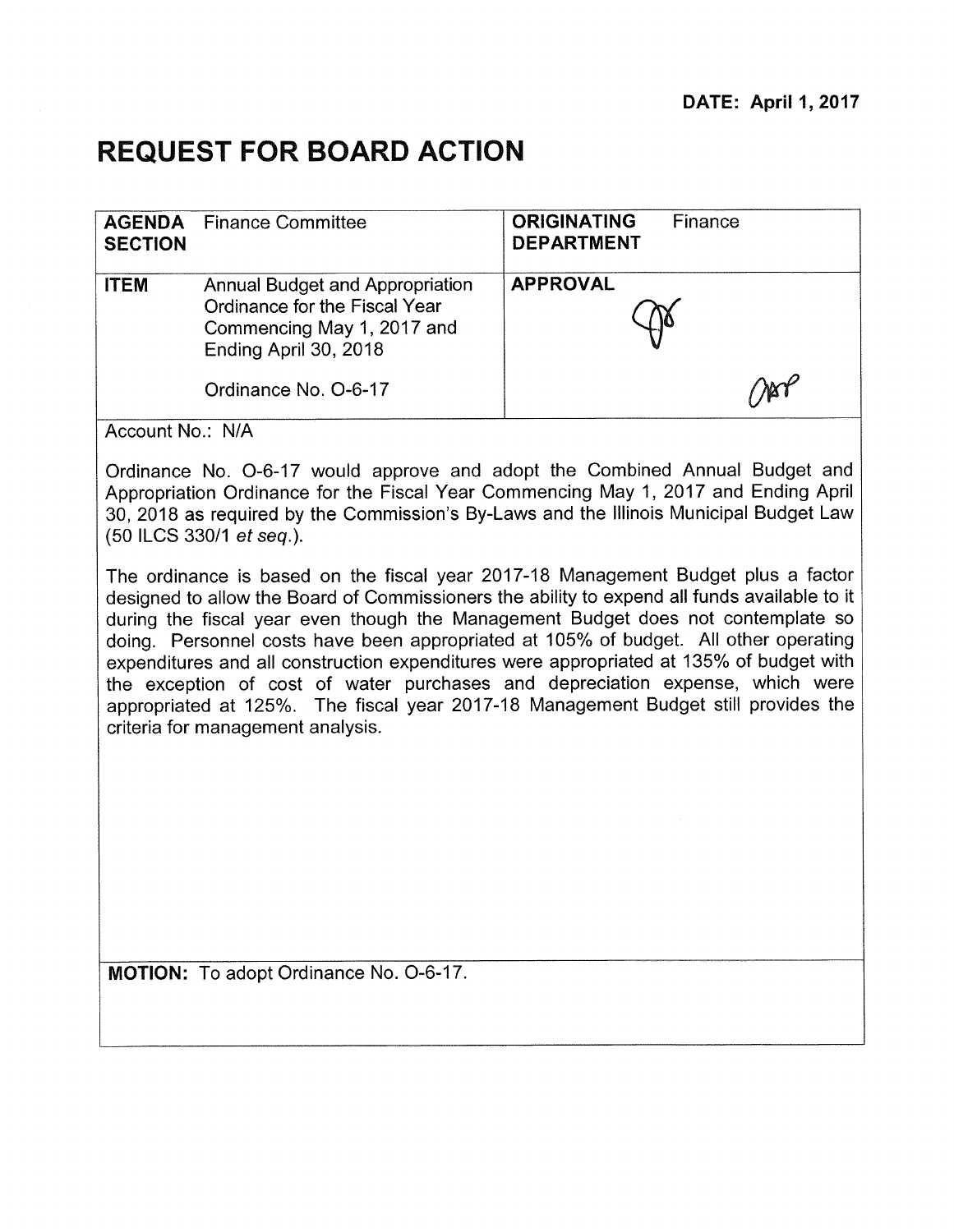**DATE: April 1, 2017**

# REQUEST FOR BOARD ACTION

| **AGENDA SECTION** | Finance Committee | **ORIGINATING DEPARTMENT** | Finance |
|---|---|---|---|
| **ITEM** | Annual Budget and Appropriation Ordinance for the Fiscal Year Commencing May 1, 2017 and Ending April 30, 2018<br><br>Ordinance No. O-6-17 | **APPROVAL** | |

Account No.: N/A

Ordinance No. O-6-17 would approve and adopt the Combined Annual Budget and Appropriation Ordinance for the Fiscal Year Commencing May 1, 2017 and Ending April 30, 2018 as required by the Commission's By-Laws and the Illinois Municipal Budget Law (50 ILCS 330/1 *et seq.*).

The ordinance is based on the fiscal year 2017-18 Management Budget plus a factor designed to allow the Board of Commissioners the ability to expend all funds available to it during the fiscal year even though the Management Budget does not contemplate so doing. Personnel costs have been appropriated at 105% of budget. All other operating expenditures and all construction expenditures were appropriated at 135% of budget with the exception of cost of water purchases and depreciation expense, which were appropriated at 125%. The fiscal year 2017-18 Management Budget still provides the criteria for management analysis.

**MOTION:** To adopt Ordinance No. O-6-17.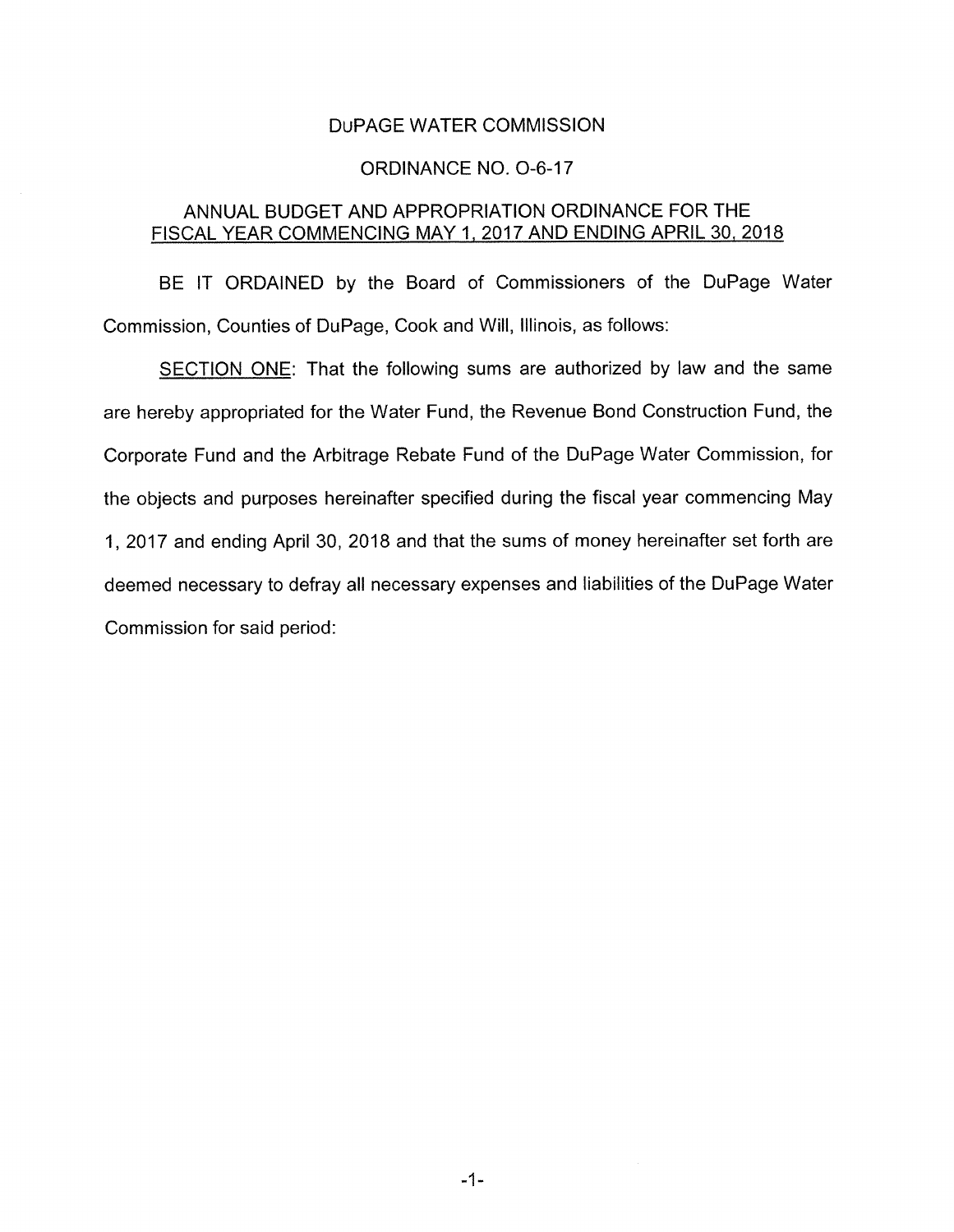DUPAGE WATER COMMISSION

ORDINANCE NO. O-6-17

ANNUAL BUDGET AND APPROPRIATION ORDINANCE FOR THE FISCAL YEAR COMMENCING MAY 1, 2017 AND ENDING APRIL 30, 2018

BE IT ORDAINED by the Board of Commissioners of the DuPage Water Commission, Counties of DuPage, Cook and Will, Illinois, as follows:

SECTION ONE: That the following sums are authorized by law and the same are hereby appropriated for the Water Fund, the Revenue Bond Construction Fund, the Corporate Fund and the Arbitrage Rebate Fund of the DuPage Water Commission, for the objects and purposes hereinafter specified during the fiscal year commencing May 1, 2017 and ending April 30, 2018 and that the sums of money hereinafter set forth are deemed necessary to defray all necessary expenses and liabilities of the DuPage Water Commission for said period: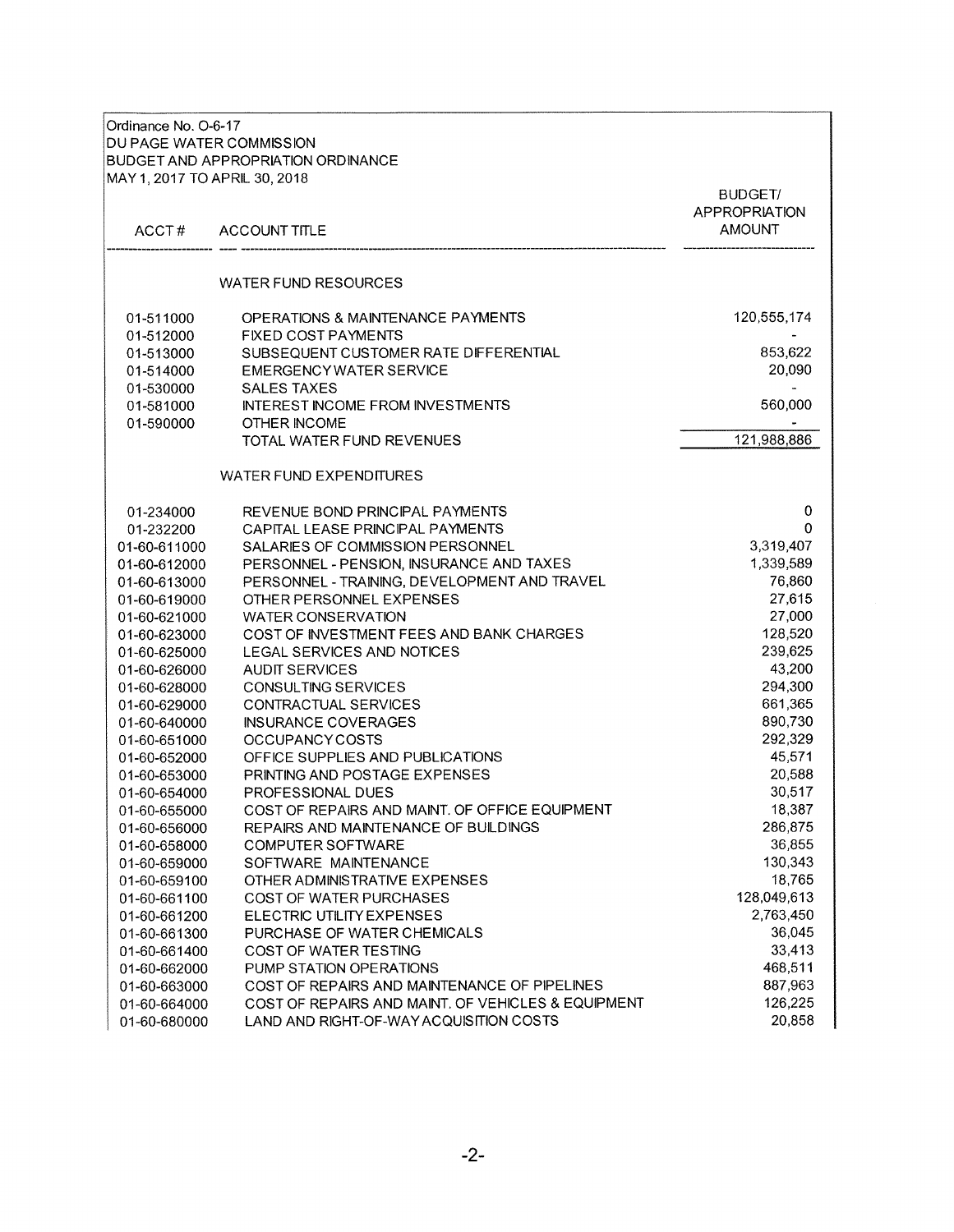Ordinance No. O-6-17
DU PAGE WATER COMMISSION
BUDGET AND APPROPRIATION ORDINANCE
MAY 1, 2017 TO APRIL 30, 2018

| ACCT # | ACCOUNT TITLE | BUDGET/ APPROPRIATION AMOUNT |
|---|---|---|
| | **WATER FUND RESOURCES** | |
| 01-511000 | OPERATIONS & MAINTENANCE PAYMENTS | 120,555,174 |
| 01-512000 | FIXED COST PAYMENTS | - |
| 01-513000 | SUBSEQUENT CUSTOMER RATE DIFFERENTIAL | 853,622 |
| 01-514000 | EMERGENCY WATER SERVICE | 20,090 |
| 01-530000 | SALES TAXES | - |
| 01-581000 | INTEREST INCOME FROM INVESTMENTS | 560,000 |
| 01-590000 | OTHER INCOME | - |
| | TOTAL WATER FUND REVENUES | 121,988,886 |
| | **WATER FUND EXPENDITURES** | |
| 01-234000 | REVENUE BOND PRINCIPAL PAYMENTS | 0 |
| 01-232200 | CAPITAL LEASE PRINCIPAL PAYMENTS | 0 |
| 01-60-611000 | SALARIES OF COMMISSION PERSONNEL | 3,319,407 |
| 01-60-612000 | PERSONNEL - PENSION, INSURANCE AND TAXES | 1,339,589 |
| 01-60-613000 | PERSONNEL - TRAINING, DEVELOPMENT AND TRAVEL | 76,860 |
| 01-60-619000 | OTHER PERSONNEL EXPENSES | 27,615 |
| 01-60-621000 | WATER CONSERVATION | 27,000 |
| 01-60-623000 | COST OF INVESTMENT FEES AND BANK CHARGES | 128,520 |
| 01-60-625000 | LEGAL SERVICES AND NOTICES | 239,625 |
| 01-60-626000 | AUDIT SERVICES | 43,200 |
| 01-60-628000 | CONSULTING SERVICES | 294,300 |
| 01-60-629000 | CONTRACTUAL SERVICES | 661,365 |
| 01-60-640000 | INSURANCE COVERAGES | 890,730 |
| 01-60-651000 | OCCUPANCY COSTS | 292,329 |
| 01-60-652000 | OFFICE SUPPLIES AND PUBLICATIONS | 45,571 |
| 01-60-653000 | PRINTING AND POSTAGE EXPENSES | 20,588 |
| 01-60-654000 | PROFESSIONAL DUES | 30,517 |
| 01-60-655000 | COST OF REPAIRS AND MAINT. OF OFFICE EQUIPMENT | 18,387 |
| 01-60-656000 | REPAIRS AND MAINTENANCE OF BUILDINGS | 286,875 |
| 01-60-658000 | COMPUTER SOFTWARE | 36,855 |
| 01-60-659000 | SOFTWARE MAINTENANCE | 130,343 |
| 01-60-659100 | OTHER ADMINISTRATIVE EXPENSES | 18,765 |
| 01-60-661100 | COST OF WATER PURCHASES | 128,049,613 |
| 01-60-661200 | ELECTRIC UTILITY EXPENSES | 2,763,450 |
| 01-60-661300 | PURCHASE OF WATER CHEMICALS | 36,045 |
| 01-60-661400 | COST OF WATER TESTING | 33,413 |
| 01-60-662000 | PUMP STATION OPERATIONS | 468,511 |
| 01-60-663000 | COST OF REPAIRS AND MAINTENANCE OF PIPELINES | 887,963 |
| 01-60-664000 | COST OF REPAIRS AND MAINT. OF VEHICLES & EQUIPMENT | 126,225 |
| 01-60-680000 | LAND AND RIGHT-OF-WAY ACQUISITION COSTS | 20,858 |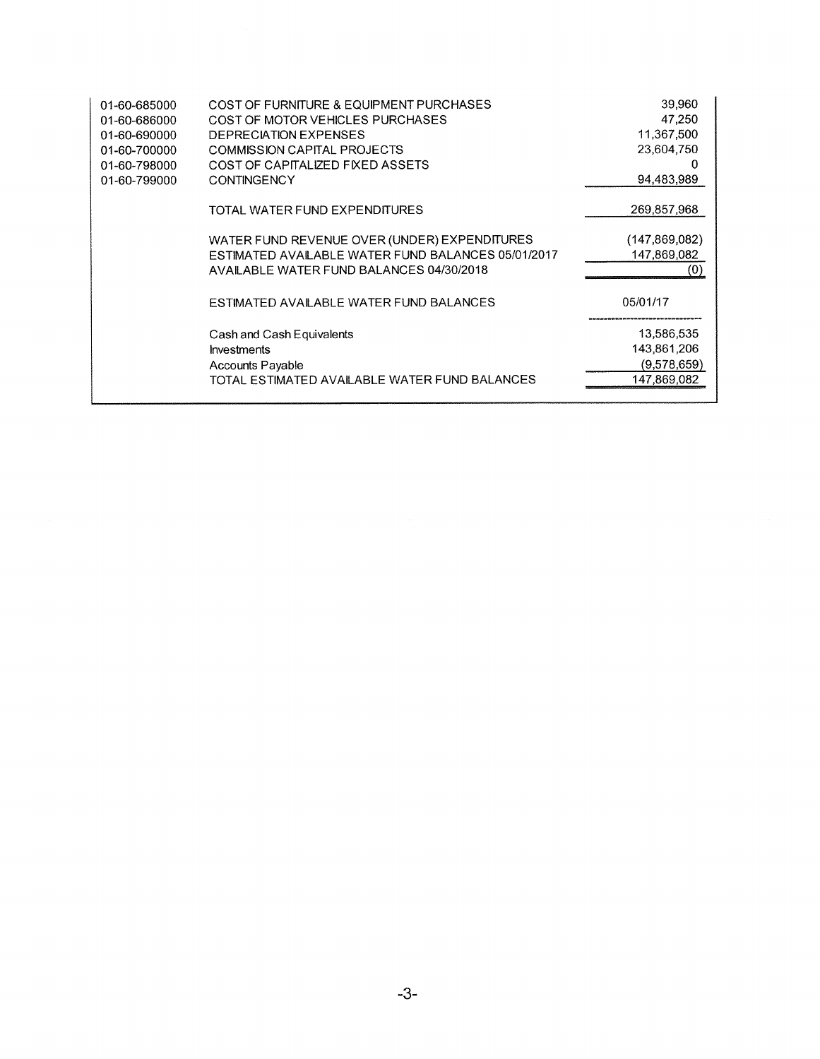| | | |
|---|---|---|
| 01-60-685000 | COST OF FURNITURE & EQUIPMENT PURCHASES | 39,960 |
| 01-60-686000 | COST OF MOTOR VEHICLES PURCHASES | 47,250 |
| 01-60-690000 | DEPRECIATION EXPENSES | 11,367,500 |
| 01-60-700000 | COMMISSION CAPITAL PROJECTS | 23,604,750 |
| 01-60-798000 | COST OF CAPITALIZED FIXED ASSETS | 0 |
| 01-60-799000 | CONTINGENCY | 94,483,989 |
| | TOTAL WATER FUND EXPENDITURES | 269,857,968 |
| | WATER FUND REVENUE OVER (UNDER) EXPENDITURES | (147,869,082) |
| | ESTIMATED AVAILABLE WATER FUND BALANCES 05/01/2017 | 147,869,082 |
| | AVAILABLE WATER FUND BALANCES 04/30/2018 | (0) |
| | ESTIMATED AVAILABLE WATER FUND BALANCES | 05/01/17 |
| | Cash and Cash Equivalents | 13,586,535 |
| | Investments | 143,861,206 |
| | Accounts Payable | (9,578,659) |
| | TOTAL ESTIMATED AVAILABLE WATER FUND BALANCES | 147,869,082 |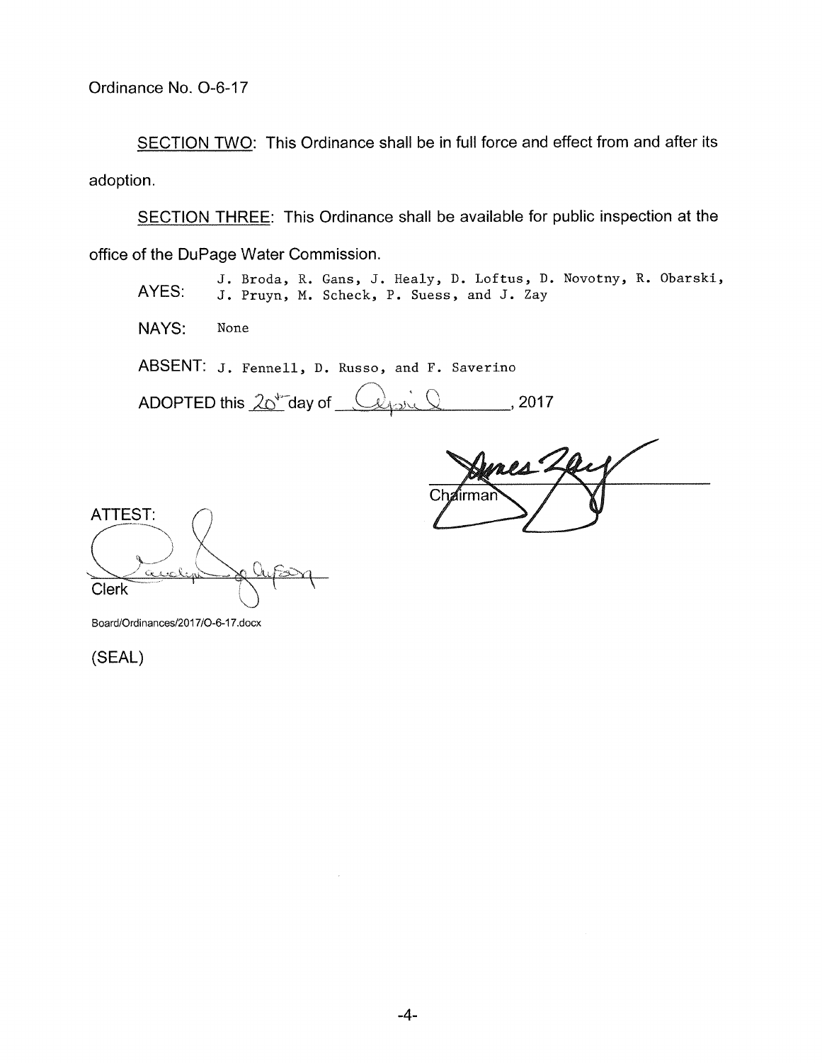Ordinance No. O-6-17

<u>SECTION TWO</u>: This Ordinance shall be in full force and effect from and after its adoption.

<u>SECTION THREE</u>: This Ordinance shall be available for public inspection at the office of the DuPage Water Commission.

AYES: J. Broda, R. Gans, J. Healy, D. Loftus, D. Novotny, R. Obarski, J. Pruyn, M. Scheck, P. Suess, and J. Zay

NAYS: None

ABSENT: J. Fennell, D. Russo, and F. Saverino

ADOPTED this 20th day of April, 2017

Chairman

ATTEST:

Clerk

Board/Ordinances/2017/O-6-17.docx

(SEAL)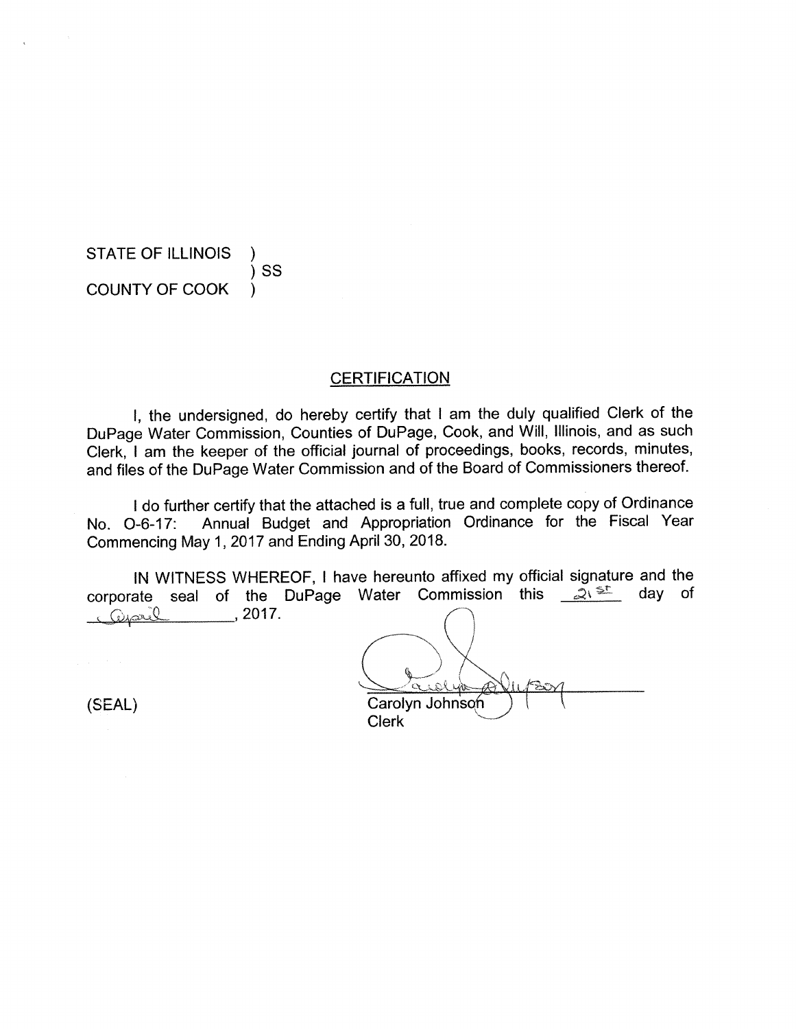STATE OF ILLINOIS )
) SS
COUNTY OF COOK )

## CERTIFICATION

I, the undersigned, do hereby certify that I am the duly qualified Clerk of the DuPage Water Commission, Counties of DuPage, Cook, and Will, Illinois, and as such Clerk, I am the keeper of the official journal of proceedings, books, records, minutes, and files of the DuPage Water Commission and of the Board of Commissioners thereof.

I do further certify that the attached is a full, true and complete copy of Ordinance No. O-6-17: Annual Budget and Appropriation Ordinance for the Fiscal Year Commencing May 1, 2017 and Ending April 30, 2018.

IN WITNESS WHEREOF, I have hereunto affixed my official signature and the corporate seal of the DuPage Water Commission this 21st day of April, 2017.

(SEAL)

Carolyn Johnson
Clerk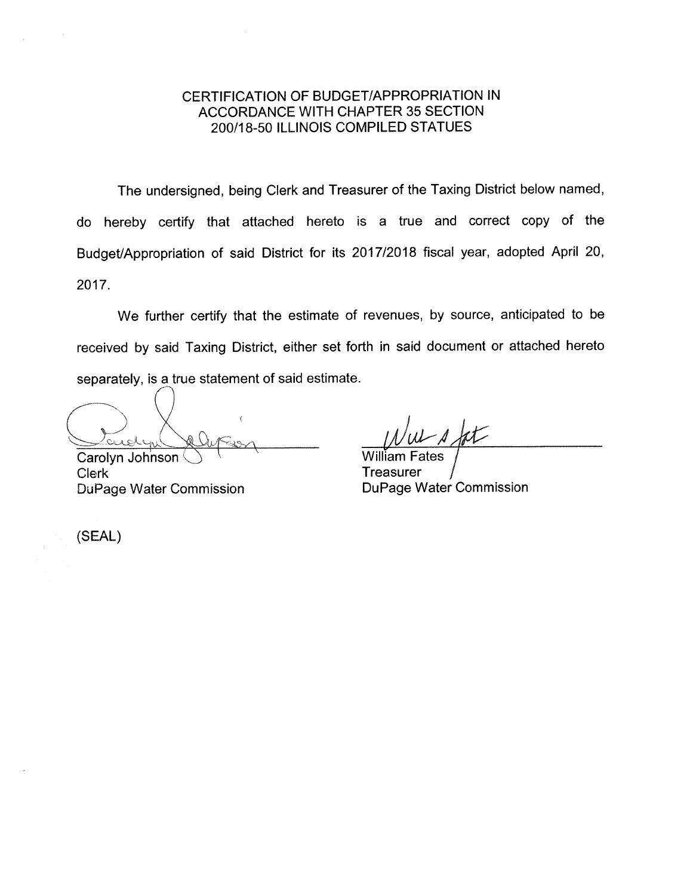## CERTIFICATION OF BUDGET/APPROPRIATION IN ACCORDANCE WITH CHAPTER 35 SECTION 200/18-50 ILLINOIS COMPILED STATUES

The undersigned, being Clerk and Treasurer of the Taxing District below named, do hereby certify that attached hereto is a true and correct copy of the Budget/Appropriation of said District for its 2017/2018 fiscal year, adopted April 20, 2017.

We further certify that the estimate of revenues, by source, anticipated to be received by said Taxing District, either set forth in said document or attached hereto separately, is a true statement of said estimate.

Carolyn Johnson
Clerk
DuPage Water Commission

William Fates
Treasurer
DuPage Water Commission

(SEAL)